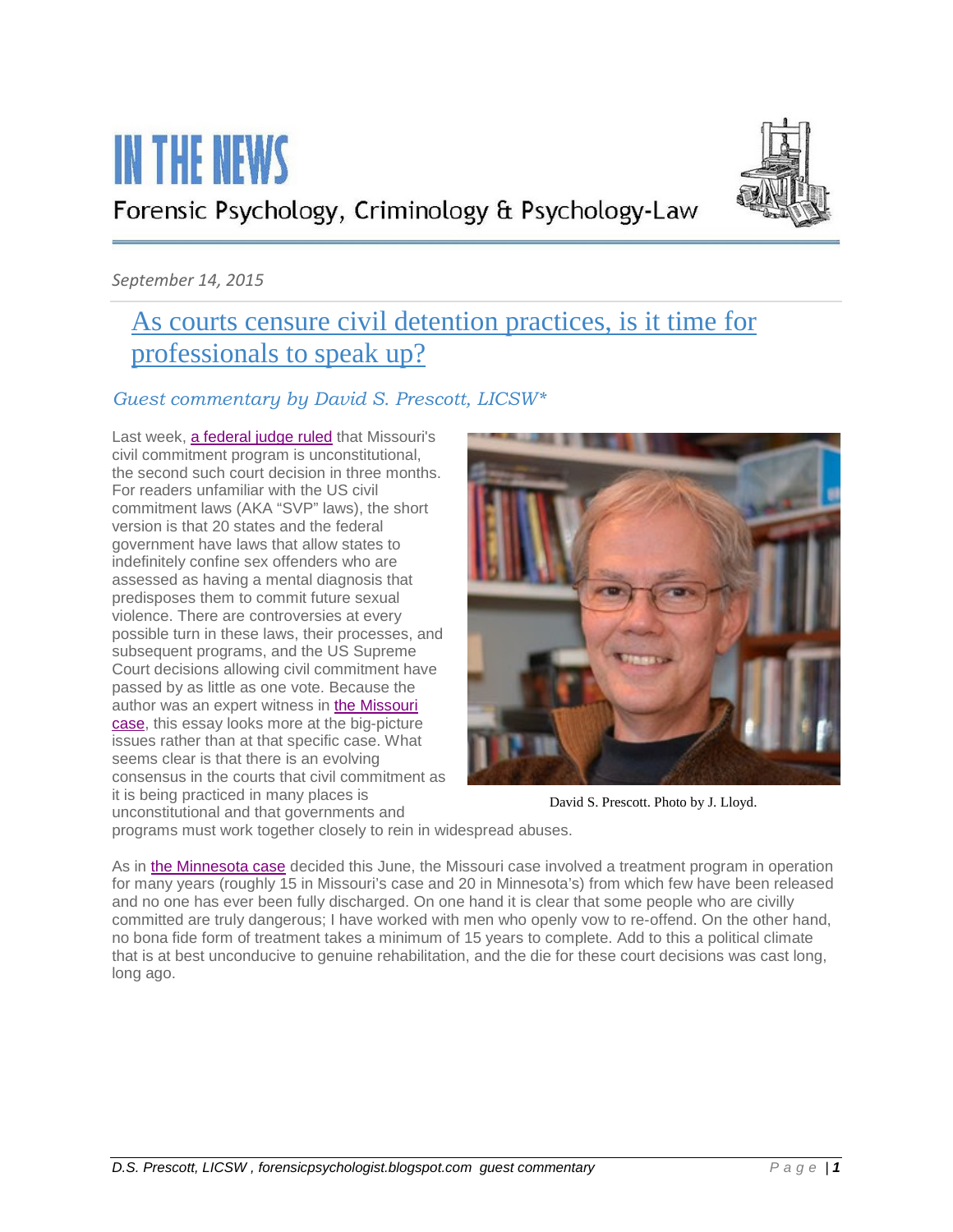# IN THE NEWS

Forensic Psychology, Criminology & Psychology-Law

*September 14, 2015*

## As courts censure civil detention practices, is it time for professionals to speak up?

*Guest commentary by David S. Prescott, LICSW**

Last week, a federal judge ruled that Missouri's civil commitment program is unconstitutional, the second such court decision in three months. For readers unfamiliar with the US civil commitment laws (AKA "SVP" laws), the short version is that 20 states and the federal government have laws that allow states to indefinitely confine sex offenders who are assessed as having a mental diagnosis that predisposes them to commit future sexual violence. There are controversies at every possible turn in these laws, their processes, and subsequent programs, and the US Supreme Court decisions allowing civil commitment have passed by as little as one vote. Because the author was an expert witness in the Missouri case, this essay looks more at the big-picture issues rather than at that specific case. What seems clear is that there is an evolving consensus in the courts that civil commitment as it is being practiced in many places is unconstitutional and that governments and programs must work together closely to rein in widespread abuses.

David S. Prescott. Photo by J. Lloyd.

As in the Minnesota case decided this June, the Missouri case involved a treatment program in operation for many years (roughly 15 in Missouri's case and 20 in Minnesota's) from which few have been released and no one has ever been fully discharged. On one hand it is clear that some people who are civilly committed are truly dangerous; I have worked with men who openly vow to re-offend. On the other hand, no bona fide form of treatment takes a minimum of 15 years to complete. Add to this a political climate that is at best unconducive to genuine rehabilitation, and the die for these court decisions was cast long, long ago.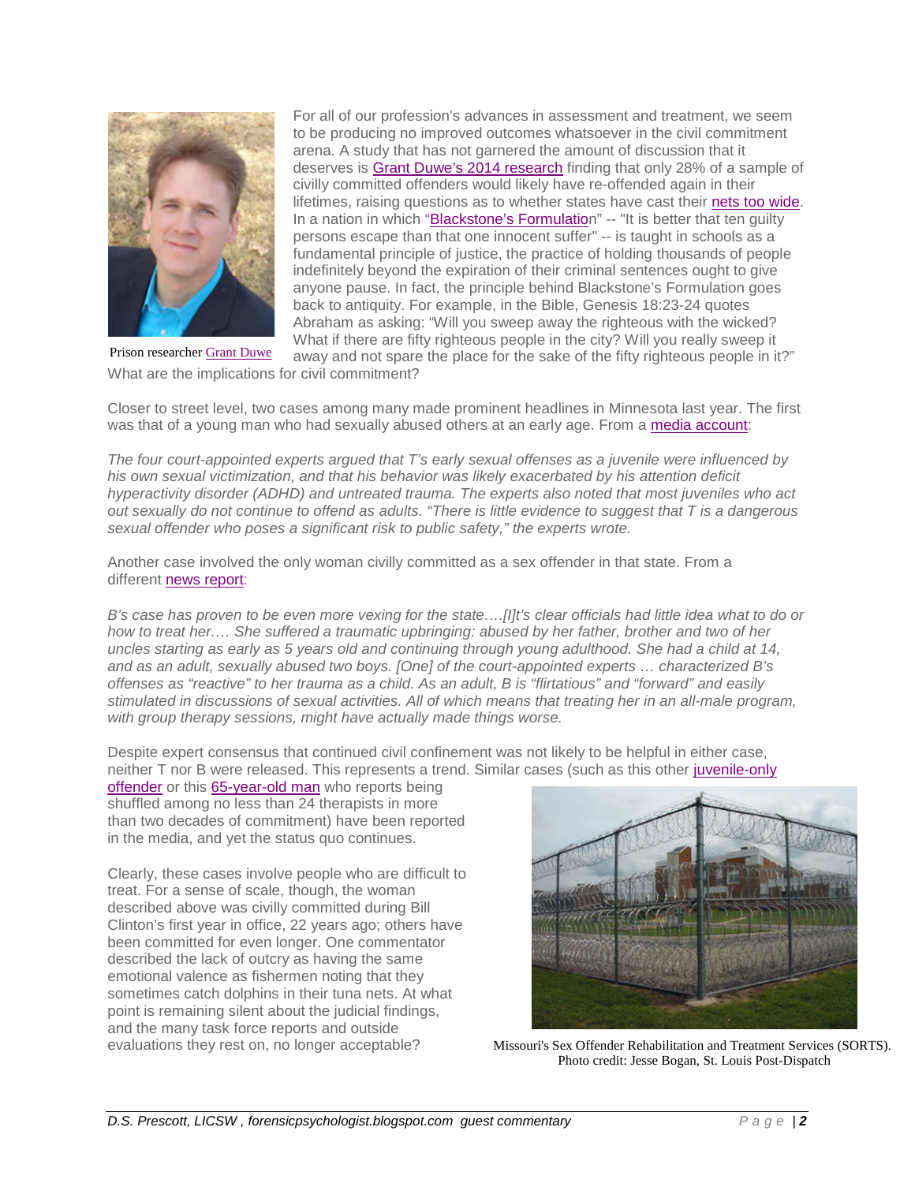For all of our profession's advances in assessment and treatment, we seem to be producing no improved outcomes whatsoever in the civil commitment arena. A study that has not garnered the amount of discussion that it deserves is Grant Duwe's 2014 research finding that only 28% of a sample of civilly committed offenders would likely have re-offended again in their lifetimes, raising questions as to whether states have cast their nets too wide. In a nation in which "Blackstone's Formulation" -- "It is better that ten guilty persons escape than that one innocent suffer" -- is taught in schools as a fundamental principle of justice, the practice of holding thousands of people indefinitely beyond the expiration of their criminal sentences ought to give anyone pause. In fact, the principle behind Blackstone's Formulation goes back to antiquity. For example, in the Bible, Genesis 18:23-24 quotes Abraham as asking: "Will you sweep away the righteous with the wicked? What if there are fifty righteous people in the city? Will you really sweep it away and not spare the place for the sake of the fifty righteous people in it?" What are the implications for civil commitment?

Prison researcher Grant Duwe

Closer to street level, two cases among many made prominent headlines in Minnesota last year. The first was that of a young man who had sexually abused others at an early age. From a media account:

*The four court-appointed experts argued that T's early sexual offenses as a juvenile were influenced by his own sexual victimization, and that his behavior was likely exacerbated by his attention deficit hyperactivity disorder (ADHD) and untreated trauma. The experts also noted that most juveniles who act out sexually do not continue to offend as adults. "There is little evidence to suggest that T is a dangerous sexual offender who poses a significant risk to public safety," the experts wrote.*

Another case involved the only woman civilly committed as a sex offender in that state. From a different news report:

*B's case has proven to be even more vexing for the state….[I]t's clear officials had little idea what to do or how to treat her…. She suffered a traumatic upbringing: abused by her father, brother and two of her uncles starting as early as 5 years old and continuing through young adulthood. She had a child at 14, and as an adult, sexually abused two boys. [One] of the court-appointed experts … characterized B's offenses as "reactive" to her trauma as a child. As an adult, B is "flirtatious" and "forward" and easily stimulated in discussions of sexual activities. All of which means that treating her in an all-male program, with group therapy sessions, might have actually made things worse.*

Despite expert consensus that continued civil confinement was not likely to be helpful in either case, neither T nor B were released. This represents a trend. Similar cases (such as this other juvenile-only offender or this 65-year-old man who reports being shuffled among no less than 24 therapists in more than two decades of commitment) have been reported in the media, and yet the status quo continues.

Clearly, these cases involve people who are difficult to treat. For a sense of scale, though, the woman described above was civilly committed during Bill Clinton's first year in office, 22 years ago; others have been committed for even longer. One commentator described the lack of outcry as having the same emotional valence as fishermen noting that they sometimes catch dolphins in their tuna nets. At what point is remaining silent about the judicial findings, and the many task force reports and outside evaluations they rest on, no longer acceptable?

Missouri's Sex Offender Rehabilitation and Treatment Services (SORTS). Photo credit: Jesse Bogan, St. Louis Post-Dispatch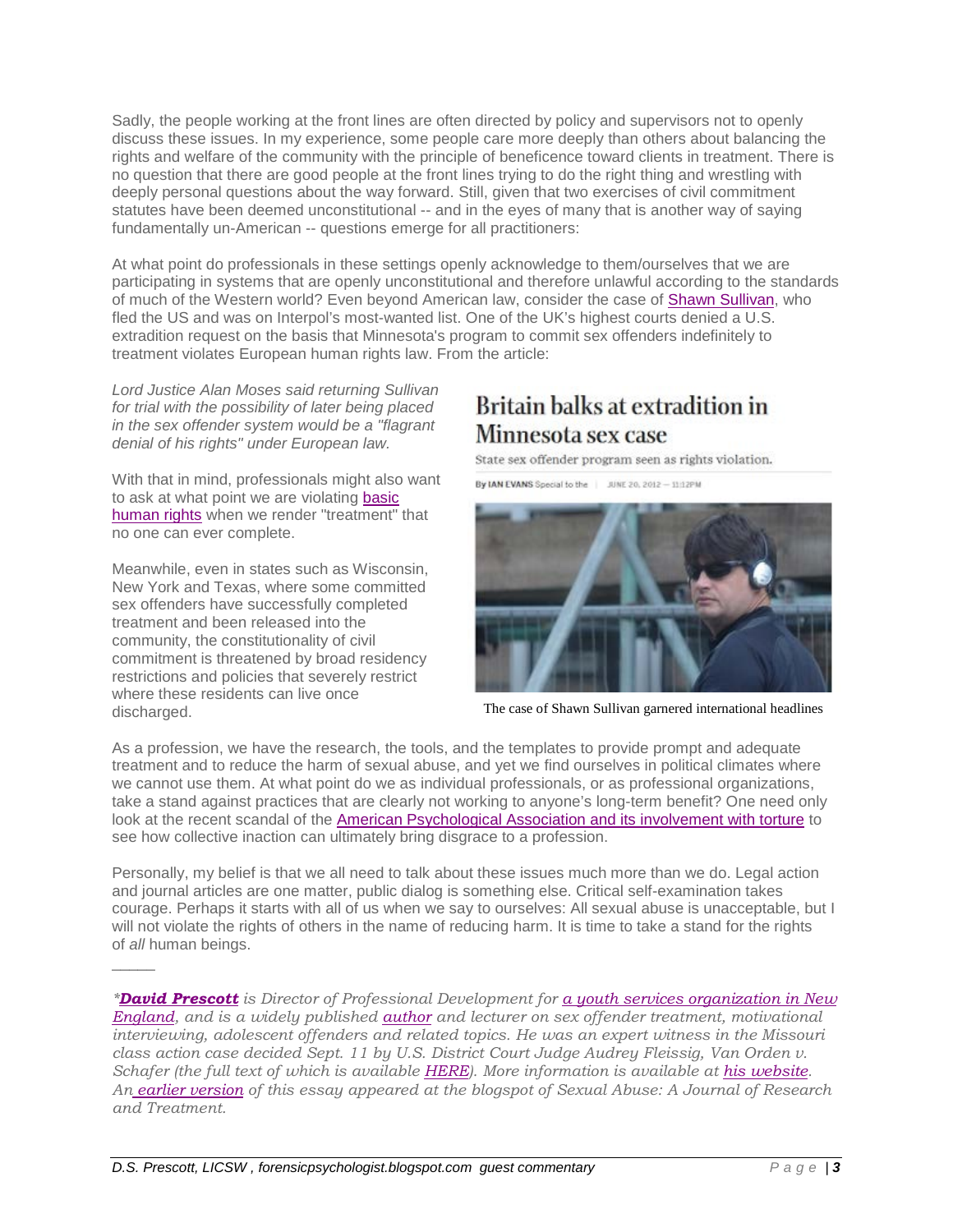Sadly, the people working at the front lines are often directed by policy and supervisors not to openly discuss these issues. In my experience, some people care more deeply than others about balancing the rights and welfare of the community with the principle of beneficence toward clients in treatment. There is no question that there are good people at the front lines trying to do the right thing and wrestling with deeply personal questions about the way forward. Still, given that two exercises of civil commitment statutes have been deemed unconstitutional -- and in the eyes of many that is another way of saying fundamentally un-American -- questions emerge for all practitioners:

At what point do professionals in these settings openly acknowledge to them/ourselves that we are participating in systems that are openly unconstitutional and therefore unlawful according to the standards of much of the Western world? Even beyond American law, consider the case of Shawn Sullivan, who fled the US and was on Interpol's most-wanted list. One of the UK's highest courts denied a U.S. extradition request on the basis that Minnesota's program to commit sex offenders indefinitely to treatment violates European human rights law. From the article:

*Lord Justice Alan Moses said returning Sullivan for trial with the possibility of later being placed in the sex offender system would be a "flagrant denial of his rights" under European law.*

**Britain balks at extradition in Minnesota sex case**

State sex offender program seen as rights violation.

By IAN EVANS Special to the | JUNE 20, 2012 — 11:12PM

The case of Shawn Sullivan garnered international headlines

With that in mind, professionals might also want to ask at what point we are violating basic human rights when we render "treatment" that no one can ever complete.

Meanwhile, even in states such as Wisconsin, New York and Texas, where some committed sex offenders have successfully completed treatment and been released into the community, the constitutionality of civil commitment is threatened by broad residency restrictions and policies that severely restrict where these residents can live once discharged.

As a profession, we have the research, the tools, and the templates to provide prompt and adequate treatment and to reduce the harm of sexual abuse, and yet we find ourselves in political climates where we cannot use them. At what point do we as individual professionals, or as professional organizations, take a stand against practices that are clearly not working to anyone's long-term benefit? One need only look at the recent scandal of the American Psychological Association and its involvement with torture to see how collective inaction can ultimately bring disgrace to a profession.

Personally, my belief is that we all need to talk about these issues much more than we do. Legal action and journal articles are one matter, public dialog is something else. Critical self-examination takes courage. Perhaps it starts with all of us when we say to ourselves: All sexual abuse is unacceptable, but I will not violate the rights of others in the name of reducing harm. It is time to take a stand for the rights of *all* human beings.

_____

*\*__David Prescott__ is Director of Professional Development for a youth services organization in New England, and is a widely published author and lecturer on sex offender treatment, motivational interviewing, adolescent offenders and related topics. He was an expert witness in the Missouri class action case decided Sept. 11 by U.S. District Court Judge Audrey Fleissig, Van Orden v. Schafer (the full text of which is available HERE). More information is available at his website. An earlier version of this essay appeared at the blogspot of Sexual Abuse: A Journal of Research and Treatment.*